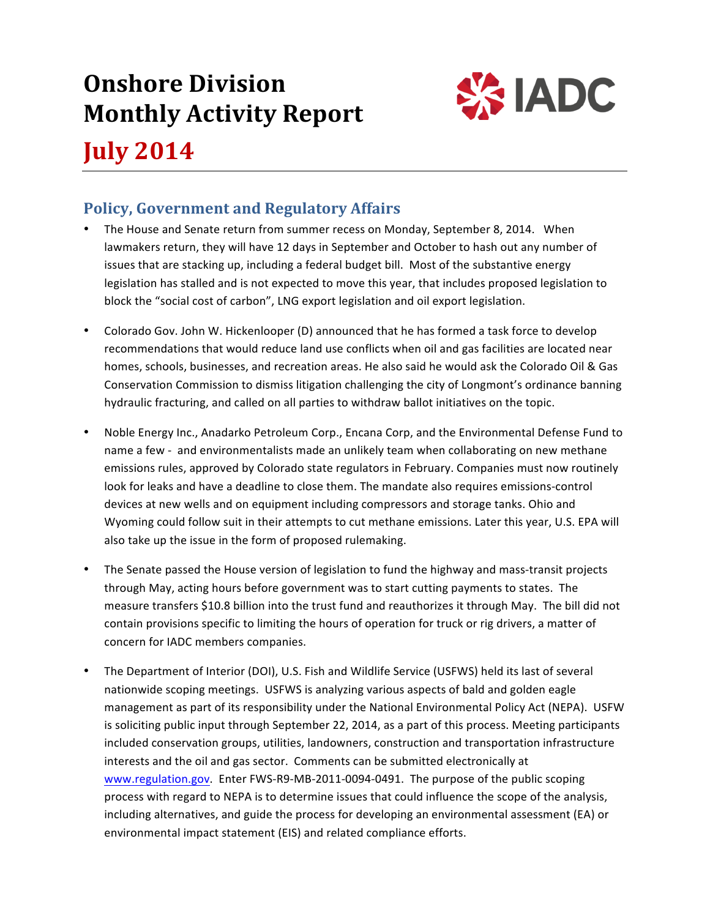# Onshore Division Monthly Activity Report

# July 2014

## Policy, Government and Regulatory Affairs

- The House and Senate return from summer recess on Monday, September 8, 2014. When lawmakers return, they will have 12 days in September and October to hash out any number of issues that are stacking up, including a federal budget bill. Most of the substantive energy legislation has stalled and is not expected to move this year, that includes proposed legislation to block the "social cost of carbon", LNG export legislation and oil export legislation.

- Colorado Gov. John W. Hickenlooper (D) announced that he has formed a task force to develop recommendations that would reduce land use conflicts when oil and gas facilities are located near homes, schools, businesses, and recreation areas. He also said he would ask the Colorado Oil & Gas Conservation Commission to dismiss litigation challenging the city of Longmont's ordinance banning hydraulic fracturing, and called on all parties to withdraw ballot initiatives on the topic.

- Noble Energy Inc., Anadarko Petroleum Corp., Encana Corp, and the Environmental Defense Fund to name a few - and environmentalists made an unlikely team when collaborating on new methane emissions rules, approved by Colorado state regulators in February. Companies must now routinely look for leaks and have a deadline to close them. The mandate also requires emissions-control devices at new wells and on equipment including compressors and storage tanks. Ohio and Wyoming could follow suit in their attempts to cut methane emissions. Later this year, U.S. EPA will also take up the issue in the form of proposed rulemaking.

- The Senate passed the House version of legislation to fund the highway and mass-transit projects through May, acting hours before government was to start cutting payments to states. The measure transfers $10.8 billion into the trust fund and reauthorizes it through May. The bill did not contain provisions specific to limiting the hours of operation for truck or rig drivers, a matter of concern for IADC members companies.

- The Department of Interior (DOI), U.S. Fish and Wildlife Service (USFWS) held its last of several nationwide scoping meetings. USFWS is analyzing various aspects of bald and golden eagle management as part of its responsibility under the National Environmental Policy Act (NEPA). USFW is soliciting public input through September 22, 2014, as a part of this process. Meeting participants included conservation groups, utilities, landowners, construction and transportation infrastructure interests and the oil and gas sector. Comments can be submitted electronically at www.regulation.gov. Enter FWS-R9-MB-2011-0094-0491. The purpose of the public scoping process with regard to NEPA is to determine issues that could influence the scope of the analysis, including alternatives, and guide the process for developing an environmental assessment (EA) or environmental impact statement (EIS) and related compliance efforts.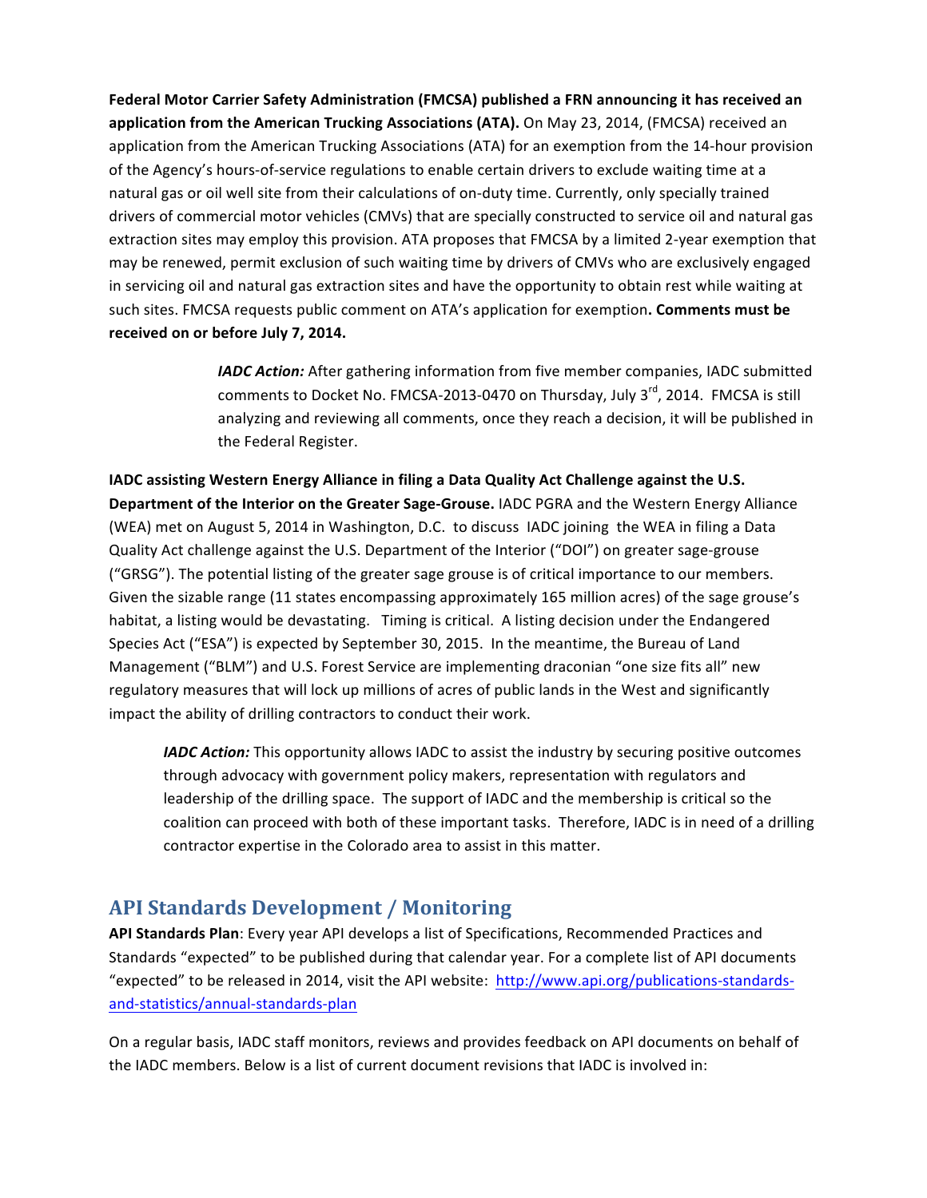**Federal Motor Carrier Safety Administration (FMCSA) published a FRN announcing it has received an application from the American Trucking Associations (ATA).** On May 23, 2014, (FMCSA) received an application from the American Trucking Associations (ATA) for an exemption from the 14-hour provision of the Agency's hours-of-service regulations to enable certain drivers to exclude waiting time at a natural gas or oil well site from their calculations of on-duty time. Currently, only specially trained drivers of commercial motor vehicles (CMVs) that are specially constructed to service oil and natural gas extraction sites may employ this provision. ATA proposes that FMCSA by a limited 2-year exemption that may be renewed, permit exclusion of such waiting time by drivers of CMVs who are exclusively engaged in servicing oil and natural gas extraction sites and have the opportunity to obtain rest while waiting at such sites. FMCSA requests public comment on ATA's application for exemption**. Comments must be received on or before July 7, 2014.**

> ***IADC Action:*** After gathering information from five member companies, IADC submitted comments to Docket No. FMCSA-2013-0470 on Thursday, July 3rd, 2014. FMCSA is still analyzing and reviewing all comments, once they reach a decision, it will be published in the Federal Register.

**IADC assisting Western Energy Alliance in filing a Data Quality Act Challenge against the U.S. Department of the Interior on the Greater Sage-Grouse.** IADC PGRA and the Western Energy Alliance (WEA) met on August 5, 2014 in Washington, D.C. to discuss IADC joining the WEA in filing a Data Quality Act challenge against the U.S. Department of the Interior ("DOI") on greater sage-grouse ("GRSG"). The potential listing of the greater sage grouse is of critical importance to our members. Given the sizable range (11 states encompassing approximately 165 million acres) of the sage grouse's habitat, a listing would be devastating. Timing is critical. A listing decision under the Endangered Species Act ("ESA") is expected by September 30, 2015. In the meantime, the Bureau of Land Management ("BLM") and U.S. Forest Service are implementing draconian "one size fits all" new regulatory measures that will lock up millions of acres of public lands in the West and significantly impact the ability of drilling contractors to conduct their work.

> ***IADC Action:*** This opportunity allows IADC to assist the industry by securing positive outcomes through advocacy with government policy makers, representation with regulators and leadership of the drilling space. The support of IADC and the membership is critical so the coalition can proceed with both of these important tasks. Therefore, IADC is in need of a drilling contractor expertise in the Colorado area to assist in this matter.

## API Standards Development / Monitoring

**API Standards Plan**: Every year API develops a list of Specifications, Recommended Practices and Standards "expected" to be published during that calendar year. For a complete list of API documents "expected" to be released in 2014, visit the API website: [http://www.api.org/publications-standards-and-statistics/annual-standards-plan](http://www.api.org/publications-standards-and-statistics/annual-standards-plan)

On a regular basis, IADC staff monitors, reviews and provides feedback on API documents on behalf of the IADC members. Below is a list of current document revisions that IADC is involved in: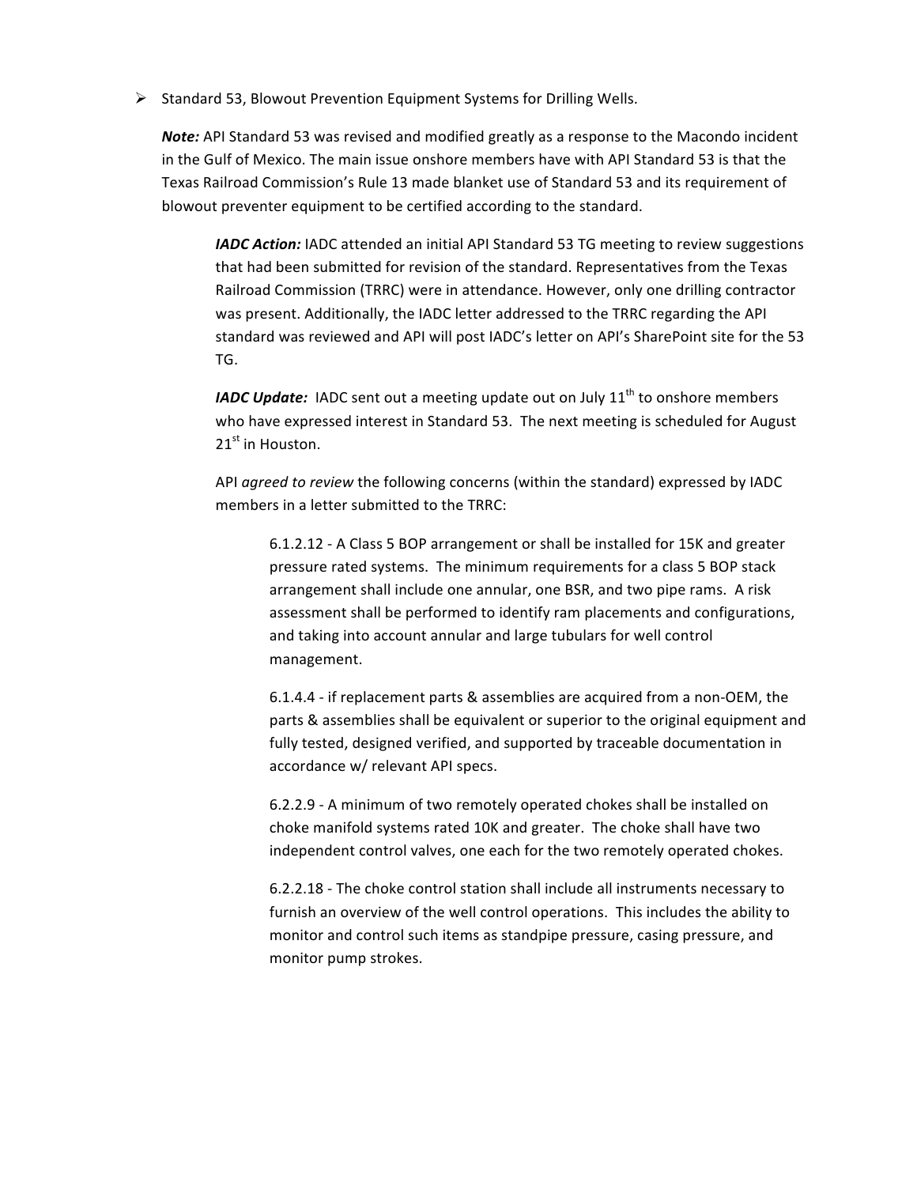- Standard 53, Blowout Prevention Equipment Systems for Drilling Wells.

  ***Note:*** API Standard 53 was revised and modified greatly as a response to the Macondo incident in the Gulf of Mexico. The main issue onshore members have with API Standard 53 is that the Texas Railroad Commission's Rule 13 made blanket use of Standard 53 and its requirement of blowout preventer equipment to be certified according to the standard.

  > ***IADC Action:*** IADC attended an initial API Standard 53 TG meeting to review suggestions that had been submitted for revision of the standard. Representatives from the Texas Railroad Commission (TRRC) were in attendance. However, only one drilling contractor was present. Additionally, the IADC letter addressed to the TRRC regarding the API standard was reviewed and API will post IADC's letter on API's SharePoint site for the 53 TG.
  >
  > ***IADC Update:*** IADC sent out a meeting update out on July 11th to onshore members who have expressed interest in Standard 53. The next meeting is scheduled for August 21st in Houston.
  >
  > API *agreed to review* the following concerns (within the standard) expressed by IADC members in a letter submitted to the TRRC:
  >
  > > 6.1.2.12 - A Class 5 BOP arrangement or shall be installed for 15K and greater pressure rated systems. The minimum requirements for a class 5 BOP stack arrangement shall include one annular, one BSR, and two pipe rams. A risk assessment shall be performed to identify ram placements and configurations, and taking into account annular and large tubulars for well control management.
  > >
  > > 6.1.4.4 - if replacement parts & assemblies are acquired from a non-OEM, the parts & assemblies shall be equivalent or superior to the original equipment and fully tested, designed verified, and supported by traceable documentation in accordance w/ relevant API specs.
  > >
  > > 6.2.2.9 - A minimum of two remotely operated chokes shall be installed on choke manifold systems rated 10K and greater. The choke shall have two independent control valves, one each for the two remotely operated chokes.
  > >
  > > 6.2.2.18 - The choke control station shall include all instruments necessary to furnish an overview of the well control operations. This includes the ability to monitor and control such items as standpipe pressure, casing pressure, and monitor pump strokes.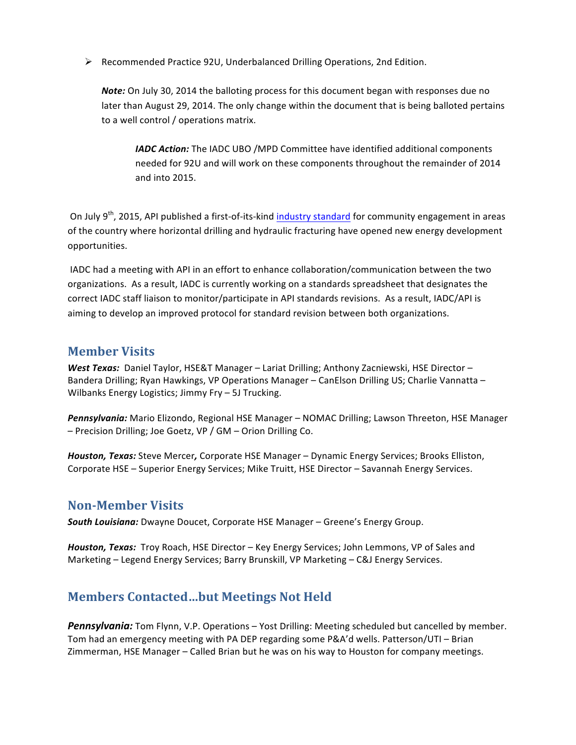- Recommended Practice 92U, Underbalanced Drilling Operations, 2nd Edition.

  ***Note:*** On July 30, 2014 the balloting process for this document began with responses due no later than August 29, 2014. The only change within the document that is being balloted pertains to a well control / operations matrix.

  > ***IADC Action:*** The IADC UBO /MPD Committee have identified additional components needed for 92U and will work on these components throughout the remainder of 2014 and into 2015.

On July 9th, 2015, API published a first-of-its-kind industry standard for community engagement in areas of the country where horizontal drilling and hydraulic fracturing have opened new energy development opportunities.

IADC had a meeting with API in an effort to enhance collaboration/communication between the two organizations. As a result, IADC is currently working on a standards spreadsheet that designates the correct IADC staff liaison to monitor/participate in API standards revisions. As a result, IADC/API is aiming to develop an improved protocol for standard revision between both organizations.

## Member Visits

***West Texas:*** Daniel Taylor, HSE&T Manager – Lariat Drilling; Anthony Zacniewski, HSE Director – Bandera Drilling; Ryan Hawkings, VP Operations Manager – CanElson Drilling US; Charlie Vannatta – Wilbanks Energy Logistics; Jimmy Fry – 5J Trucking.

***Pennsylvania:*** Mario Elizondo, Regional HSE Manager – NOMAC Drilling; Lawson Threeton, HSE Manager – Precision Drilling; Joe Goetz, VP / GM – Orion Drilling Co.

***Houston, Texas:*** Steve Mercer***,*** Corporate HSE Manager – Dynamic Energy Services; Brooks Elliston, Corporate HSE – Superior Energy Services; Mike Truitt, HSE Director – Savannah Energy Services.

## Non-Member Visits

***South Louisiana:*** Dwayne Doucet, Corporate HSE Manager – Greene's Energy Group.

***Houston, Texas:*** Troy Roach, HSE Director – Key Energy Services; John Lemmons, VP of Sales and Marketing – Legend Energy Services; Barry Brunskill, VP Marketing – C&J Energy Services.

## Members Contacted…but Meetings Not Held

***Pennsylvania:*** Tom Flynn, V.P. Operations – Yost Drilling: Meeting scheduled but cancelled by member. Tom had an emergency meeting with PA DEP regarding some P&A'd wells. Patterson/UTI – Brian Zimmerman, HSE Manager – Called Brian but he was on his way to Houston for company meetings.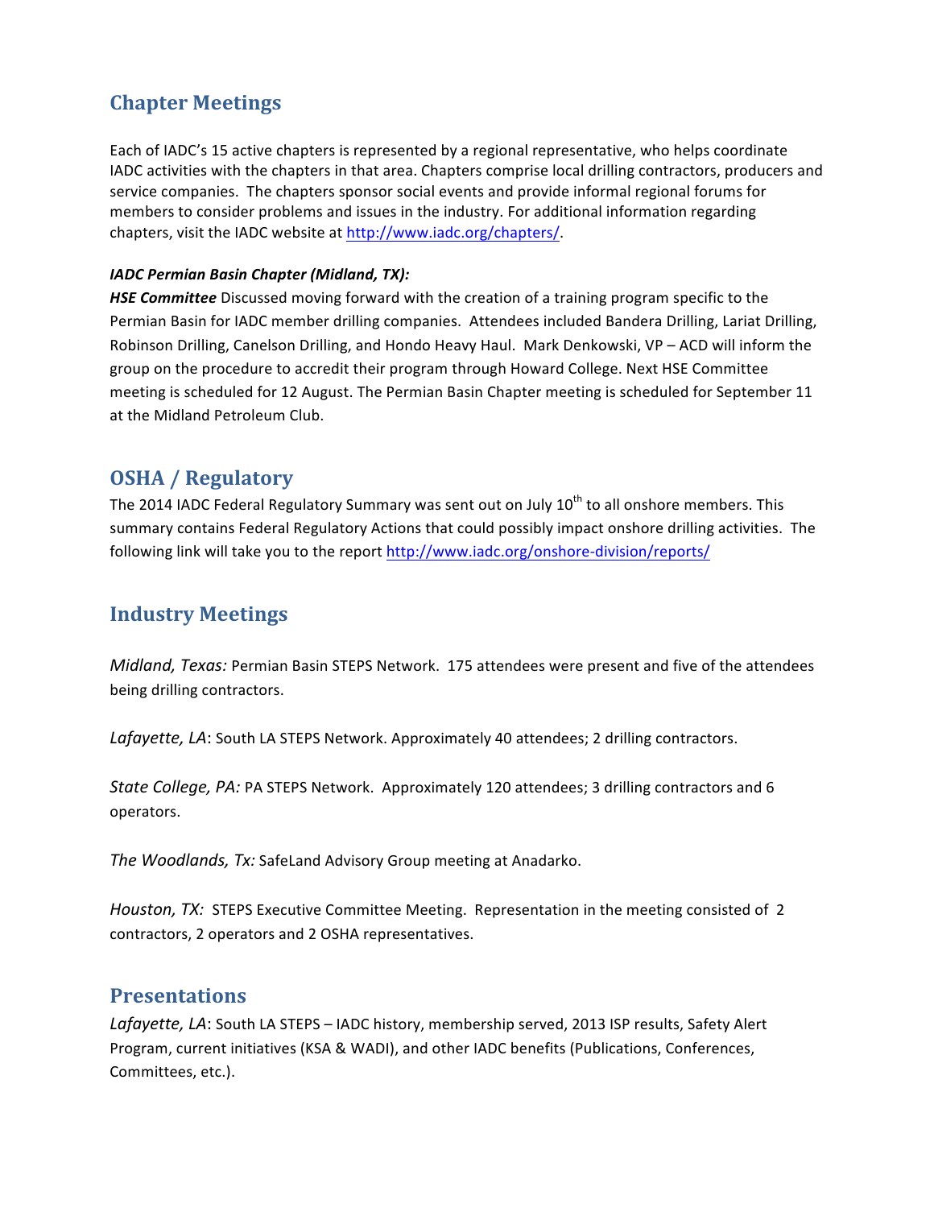## Chapter Meetings

Each of IADC's 15 active chapters is represented by a regional representative, who helps coordinate IADC activities with the chapters in that area. Chapters comprise local drilling contractors, producers and service companies. The chapters sponsor social events and provide informal regional forums for members to consider problems and issues in the industry. For additional information regarding chapters, visit the IADC website at http://www.iadc.org/chapters/.

***IADC Permian Basin Chapter (Midland, TX):***

***HSE Committee*** Discussed moving forward with the creation of a training program specific to the Permian Basin for IADC member drilling companies. Attendees included Bandera Drilling, Lariat Drilling, Robinson Drilling, Canelson Drilling, and Hondo Heavy Haul. Mark Denkowski, VP – ACD will inform the group on the procedure to accredit their program through Howard College. Next HSE Committee meeting is scheduled for 12 August. The Permian Basin Chapter meeting is scheduled for September 11 at the Midland Petroleum Club.

## OSHA / Regulatory

The 2014 IADC Federal Regulatory Summary was sent out on July 10th to all onshore members. This summary contains Federal Regulatory Actions that could possibly impact onshore drilling activities. The following link will take you to the report http://www.iadc.org/onshore-division/reports/

## Industry Meetings

*Midland, Texas:* Permian Basin STEPS Network. 175 attendees were present and five of the attendees being drilling contractors.

*Lafayette, LA*: South LA STEPS Network. Approximately 40 attendees; 2 drilling contractors.

*State College, PA:* PA STEPS Network. Approximately 120 attendees; 3 drilling contractors and 6 operators.

*The Woodlands, Tx:* SafeLand Advisory Group meeting at Anadarko.

*Houston, TX:* STEPS Executive Committee Meeting. Representation in the meeting consisted of 2 contractors, 2 operators and 2 OSHA representatives.

## Presentations

*Lafayette, LA*: South LA STEPS – IADC history, membership served, 2013 ISP results, Safety Alert Program, current initiatives (KSA & WADI), and other IADC benefits (Publications, Conferences, Committees, etc.).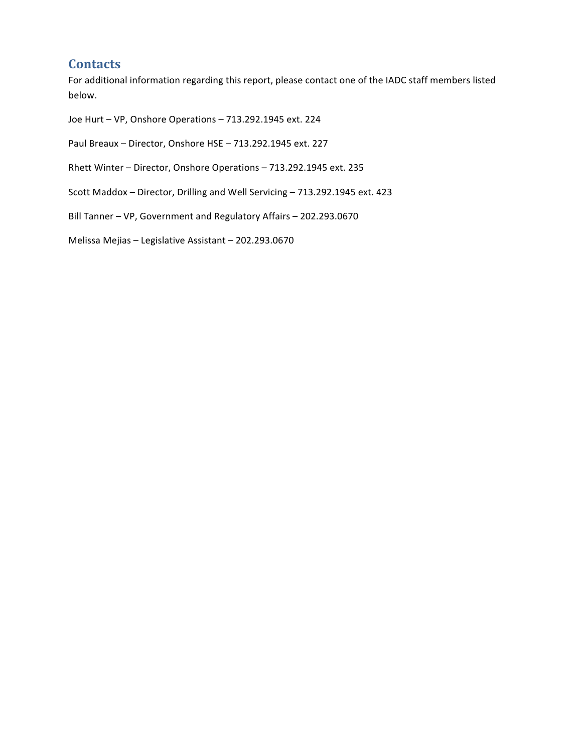## Contacts

For additional information regarding this report, please contact one of the IADC staff members listed below.

Joe Hurt – VP, Onshore Operations – 713.292.1945 ext. 224

Paul Breaux – Director, Onshore HSE – 713.292.1945 ext. 227

Rhett Winter – Director, Onshore Operations – 713.292.1945 ext. 235

Scott Maddox – Director, Drilling and Well Servicing – 713.292.1945 ext. 423

Bill Tanner – VP, Government and Regulatory Affairs – 202.293.0670

Melissa Mejias – Legislative Assistant – 202.293.0670